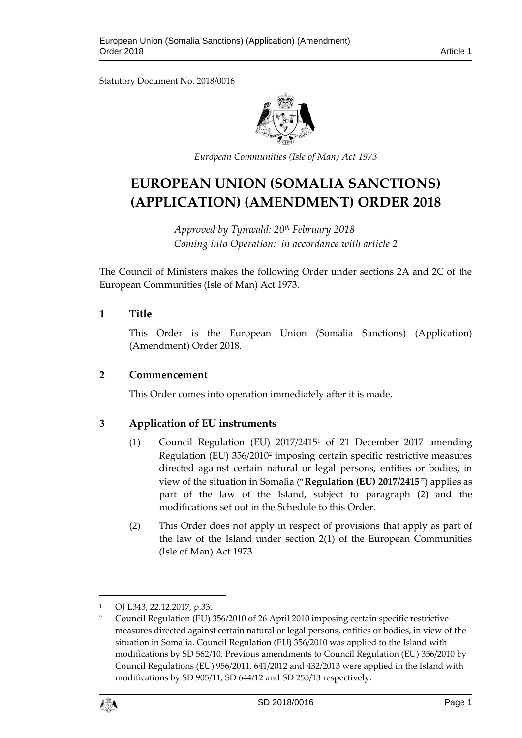Statutory Document No. 2018/0016

*European Communities (Isle of Man) Act 1973*

# EUROPEAN UNION (SOMALIA SANCTIONS) (APPLICATION) (AMENDMENT) ORDER 2018

*Approved by Tynwald: 20th February 2018*
*Coming into Operation: in accordance with article 2*

The Council of Ministers makes the following Order under sections 2A and 2C of the European Communities (Isle of Man) Act 1973.

## 1 Title

This Order is the European Union (Somalia Sanctions) (Application) (Amendment) Order 2018.

## 2 Commencement

This Order comes into operation immediately after it is made.

## 3 Application of EU instruments

(1) Council Regulation (EU) 2017/2415[1] of 21 December 2017 amending Regulation (EU) 356/2010[2] imposing certain specific restrictive measures directed against certain natural or legal persons, entities or bodies, in view of the situation in Somalia ("**Regulation (EU) 2017/2415**") applies as part of the law of the Island, subject to paragraph (2) and the modifications set out in the Schedule to this Order.

(2) This Order does not apply in respect of provisions that apply as part of the law of the Island under section 2(1) of the European Communities (Isle of Man) Act 1973.

---

[1] OJ L343, 22.12.2017, p.33.

[2] Council Regulation (EU) 356/2010 of 26 April 2010 imposing certain specific restrictive measures directed against certain natural or legal persons, entities or bodies, in view of the situation in Somalia. Council Regulation (EU) 356/2010 was applied to the Island with modifications by SD 562/10. Previous amendments to Council Regulation (EU) 356/2010 by Council Regulations (EU) 956/2011, 641/2012 and 432/2013 were applied in the Island with modifications by SD 905/11, SD 644/12 and SD 255/13 respectively.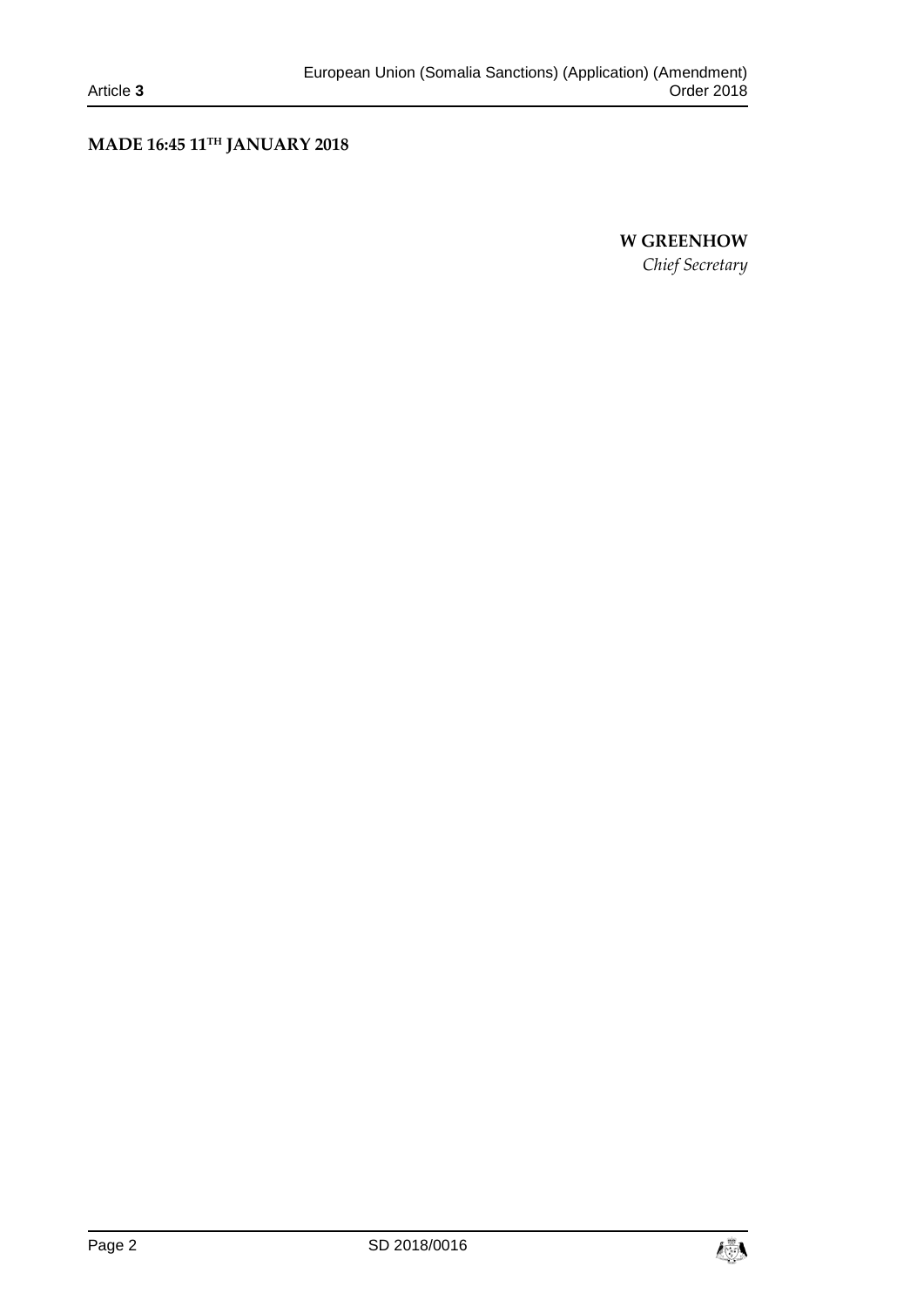**MADE 16:45 11TH JANUARY 2018**

**W GREENHOW**

*Chief Secretary*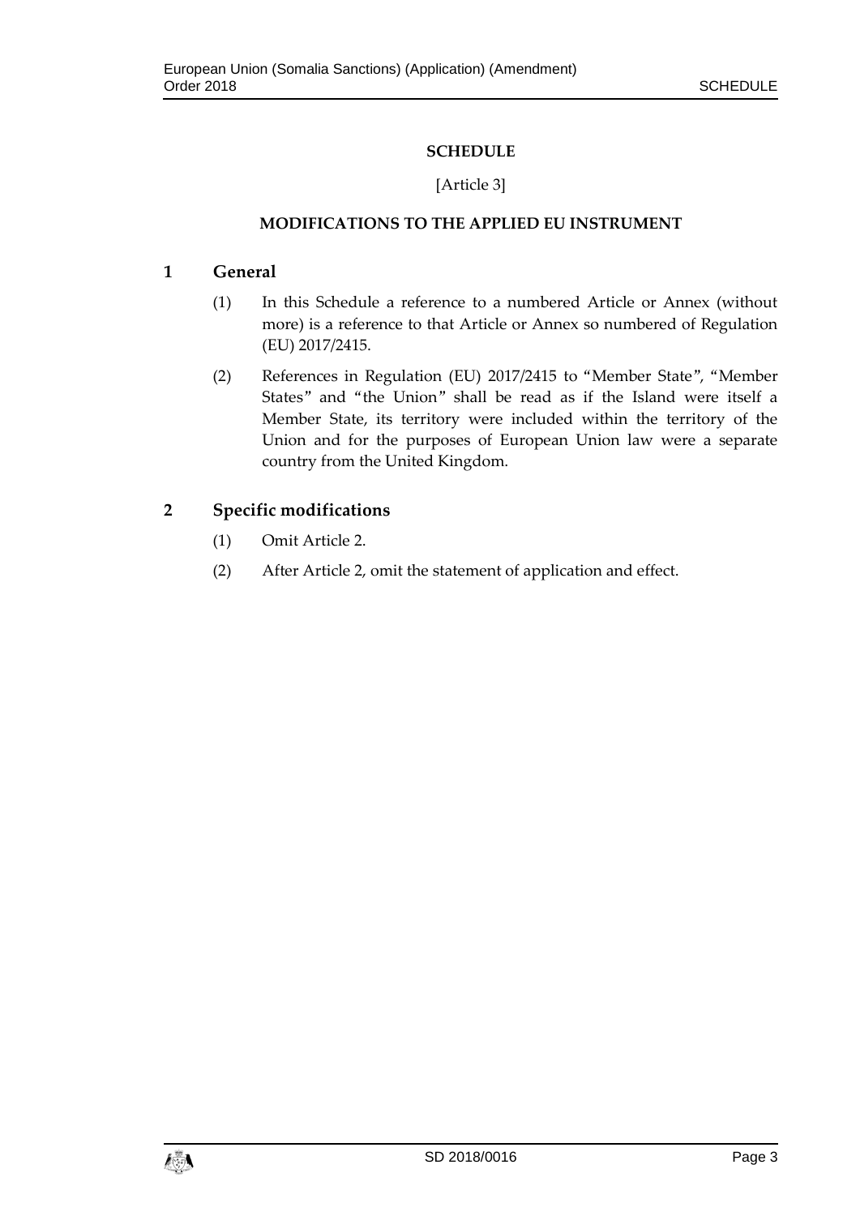# SCHEDULE

[Article 3]

## MODIFICATIONS TO THE APPLIED EU INSTRUMENT

### 1 General

(1) In this Schedule a reference to a numbered Article or Annex (without more) is a reference to that Article or Annex so numbered of Regulation (EU) 2017/2415.

(2) References in Regulation (EU) 2017/2415 to "Member State", "Member States" and "the Union" shall be read as if the Island were itself a Member State, its territory were included within the territory of the Union and for the purposes of European Union law were a separate country from the United Kingdom.

### 2 Specific modifications

(1) Omit Article 2.

(2) After Article 2, omit the statement of application and effect.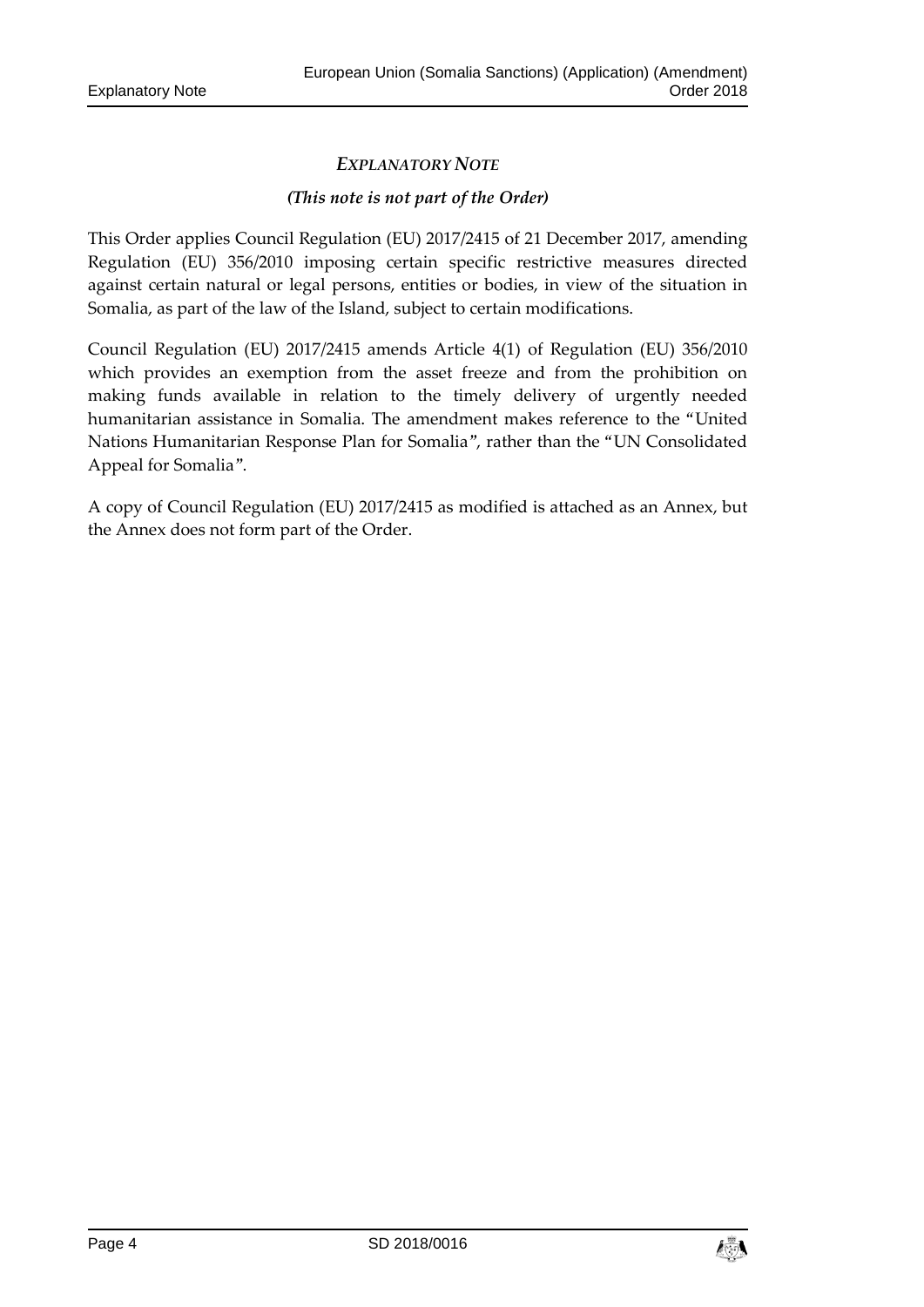## *EXPLANATORY NOTE*

***(This note is not part of the Order)***

This Order applies Council Regulation (EU) 2017/2415 of 21 December 2017, amending Regulation (EU) 356/2010 imposing certain specific restrictive measures directed against certain natural or legal persons, entities or bodies, in view of the situation in Somalia, as part of the law of the Island, subject to certain modifications.

Council Regulation (EU) 2017/2415 amends Article 4(1) of Regulation (EU) 356/2010 which provides an exemption from the asset freeze and from the prohibition on making funds available in relation to the timely delivery of urgently needed humanitarian assistance in Somalia. The amendment makes reference to the "United Nations Humanitarian Response Plan for Somalia", rather than the "UN Consolidated Appeal for Somalia".

A copy of Council Regulation (EU) 2017/2415 as modified is attached as an Annex, but the Annex does not form part of the Order.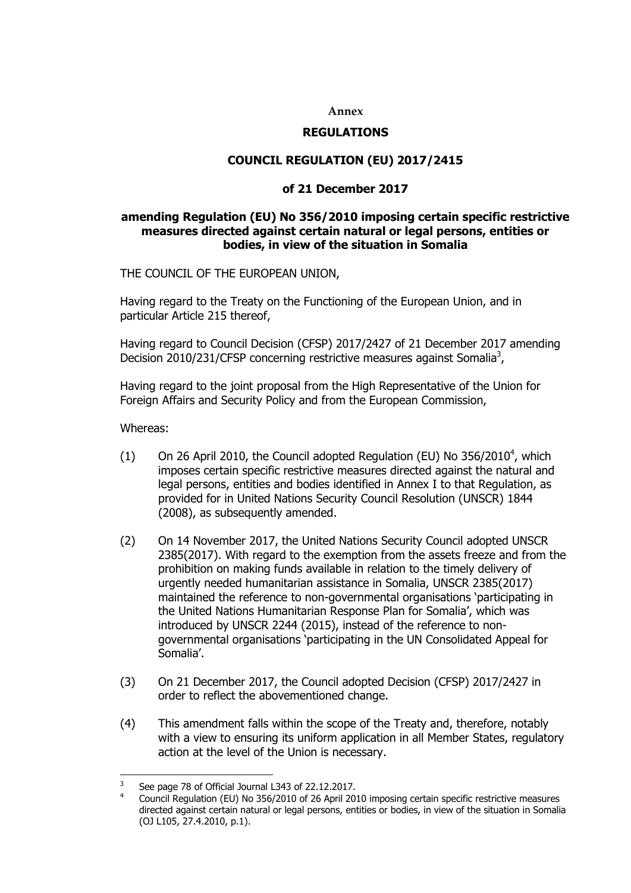**Annex**

**REGULATIONS**

**COUNCIL REGULATION (EU) 2017/2415**

**of 21 December 2017**

**amending Regulation (EU) No 356/2010 imposing certain specific restrictive measures directed against certain natural or legal persons, entities or bodies, in view of the situation in Somalia**

THE COUNCIL OF THE EUROPEAN UNION,

Having regard to the Treaty on the Functioning of the European Union, and in particular Article 215 thereof,

Having regard to Council Decision (CFSP) 2017/2427 of 21 December 2017 amending Decision 2010/231/CFSP concerning restrictive measures against Somalia[3],

Having regard to the joint proposal from the High Representative of the Union for Foreign Affairs and Security Policy and from the European Commission,

Whereas:

(1) On 26 April 2010, the Council adopted Regulation (EU) No 356/2010[4], which imposes certain specific restrictive measures directed against the natural and legal persons, entities and bodies identified in Annex I to that Regulation, as provided for in United Nations Security Council Resolution (UNSCR) 1844 (2008), as subsequently amended.

(2) On 14 November 2017, the United Nations Security Council adopted UNSCR 2385(2017). With regard to the exemption from the assets freeze and from the prohibition on making funds available in relation to the timely delivery of urgently needed humanitarian assistance in Somalia, UNSCR 2385(2017) maintained the reference to non-governmental organisations 'participating in the United Nations Humanitarian Response Plan for Somalia', which was introduced by UNSCR 2244 (2015), instead of the reference to non-governmental organisations 'participating in the UN Consolidated Appeal for Somalia'.

(3) On 21 December 2017, the Council adopted Decision (CFSP) 2017/2427 in order to reflect the abovementioned change.

(4) This amendment falls within the scope of the Treaty and, therefore, notably with a view to ensuring its uniform application in all Member States, regulatory action at the level of the Union is necessary.

---

[3] See page 78 of Official Journal L343 of 22.12.2017.

[4] Council Regulation (EU) No 356/2010 of 26 April 2010 imposing certain specific restrictive measures directed against certain natural or legal persons, entities or bodies, in view of the situation in Somalia (OJ L105, 27.4.2010, p.1).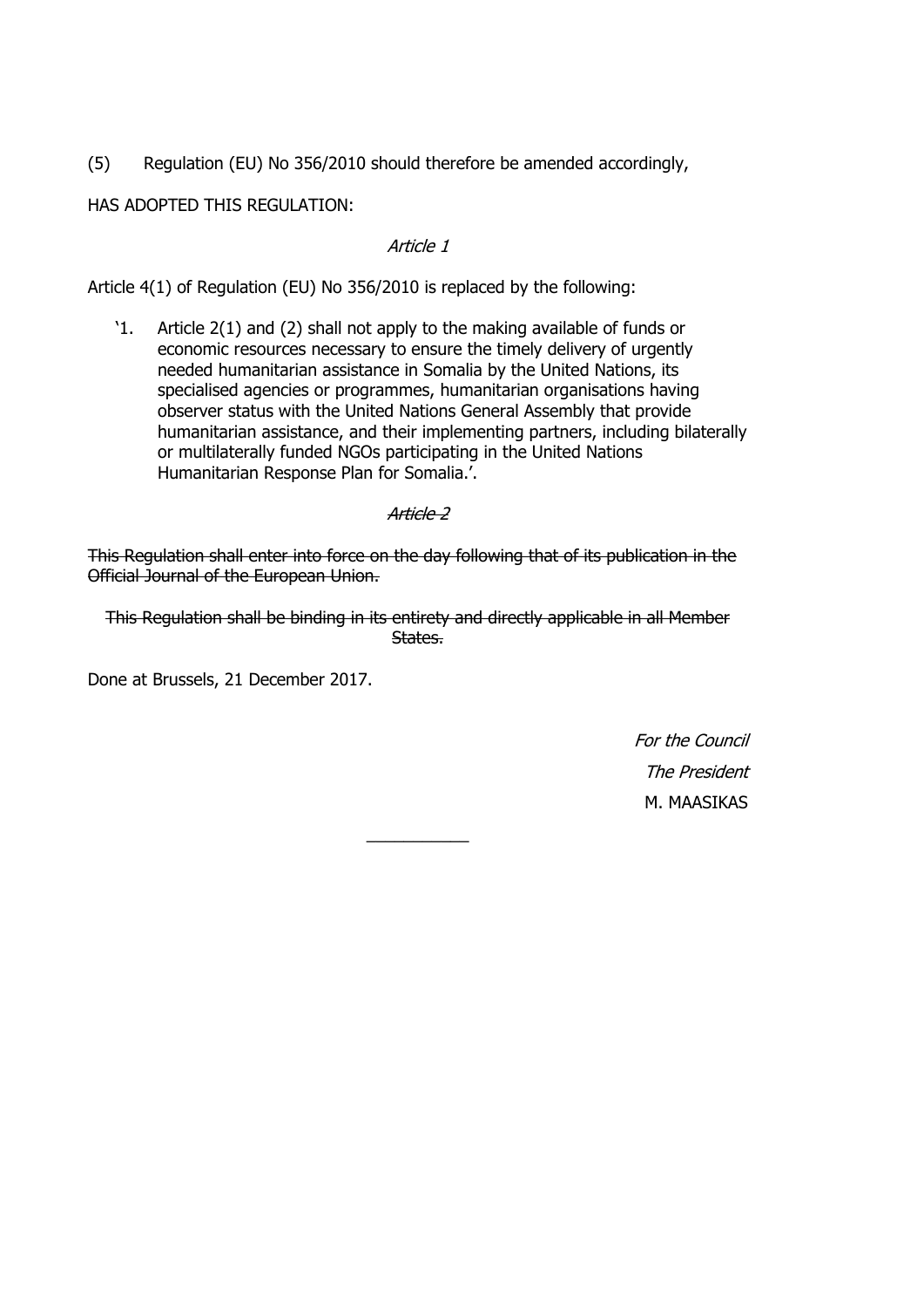(5) Regulation (EU) No 356/2010 should therefore be amended accordingly,

HAS ADOPTED THIS REGULATION:

*Article 1*

Article 4(1) of Regulation (EU) No 356/2010 is replaced by the following:

‘1. Article 2(1) and (2) shall not apply to the making available of funds or economic resources necessary to ensure the timely delivery of urgently needed humanitarian assistance in Somalia by the United Nations, its specialised agencies or programmes, humanitarian organisations having observer status with the United Nations General Assembly that provide humanitarian assistance, and their implementing partners, including bilaterally or multilaterally funded NGOs participating in the United Nations Humanitarian Response Plan for Somalia.’.

~~*Article 2*~~

~~This Regulation shall enter into force on the day following that of its publication in the Official Journal of the European Union.~~

~~This Regulation shall be binding in its entirety and directly applicable in all Member States.~~

Done at Brussels, 21 December 2017.

*For the Council*

*The President*

M. MAASIKAS